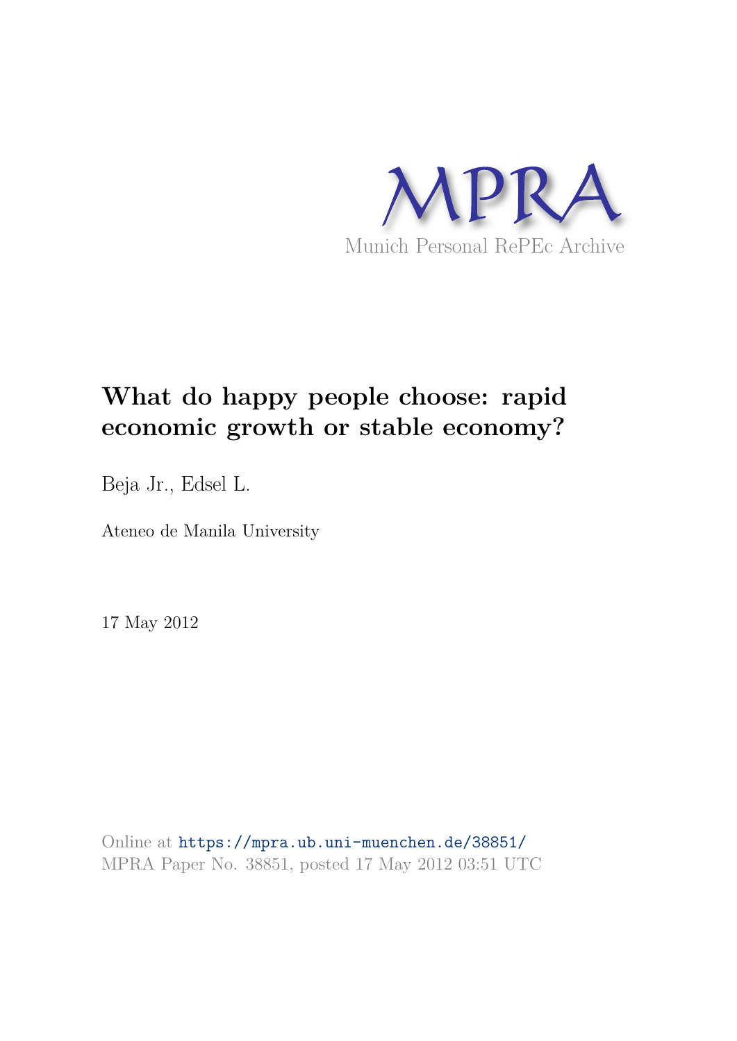MPRA

Munich Personal RePEc Archive

# What do happy people choose: rapid economic growth or stable economy?

Beja Jr., Edsel L.

Ateneo de Manila University

17 May 2012

Online at https://mpra.ub.uni-muenchen.de/38851/
MPRA Paper No. 38851, posted 17 May 2012 03:51 UTC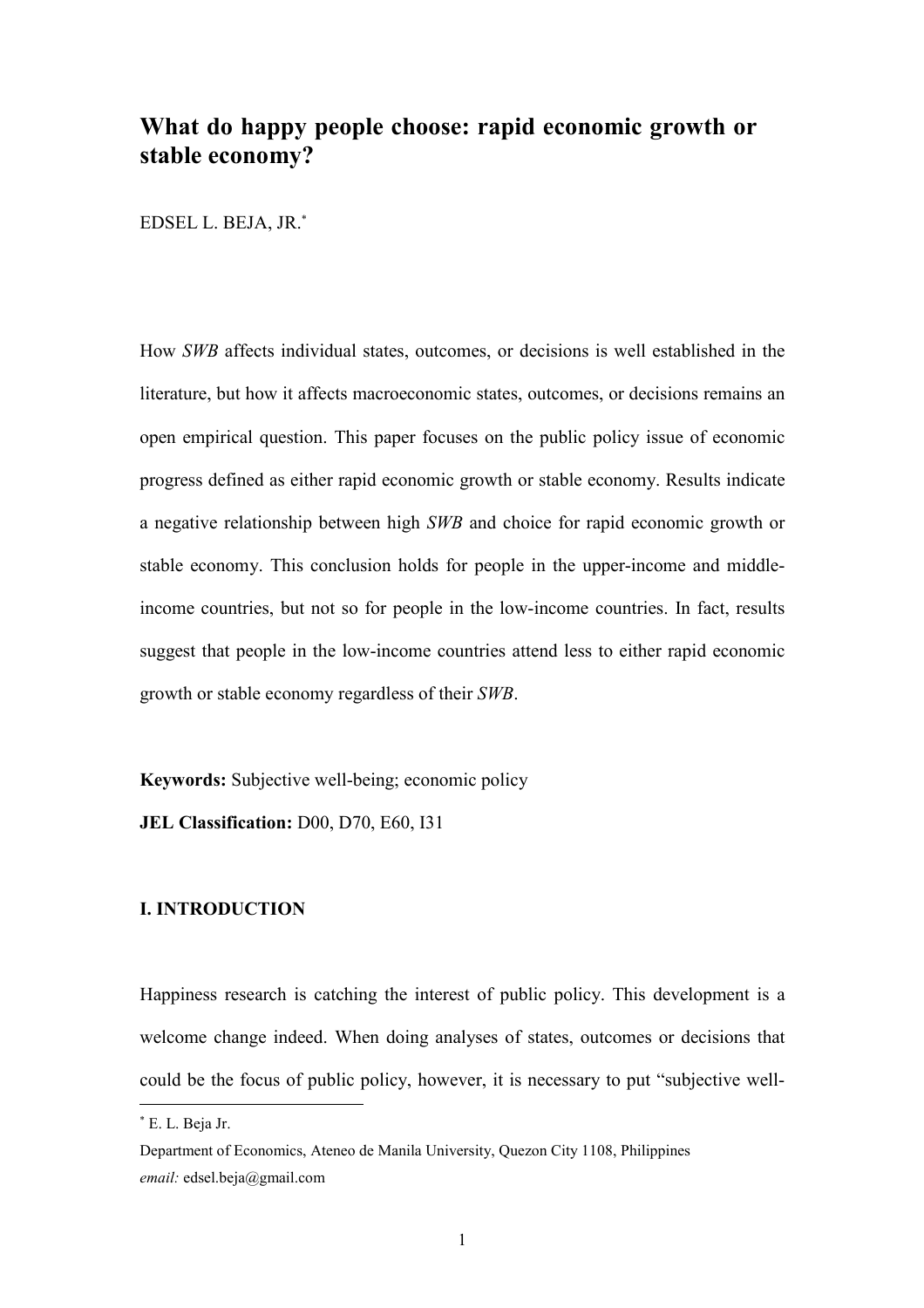# What do happy people choose: rapid economic growth or stable economy?

EDSEL L. BEJA, JR.[*]

How *SWB* affects individual states, outcomes, or decisions is well established in the literature, but how it affects macroeconomic states, outcomes, or decisions remains an open empirical question. This paper focuses on the public policy issue of economic progress defined as either rapid economic growth or stable economy. Results indicate a negative relationship between high *SWB* and choice for rapid economic growth or stable economy. This conclusion holds for people in the upper-income and middle-income countries, but not so for people in the low-income countries. In fact, results suggest that people in the low-income countries attend less to either rapid economic growth or stable economy regardless of their *SWB*.

**Keywords:** Subjective well-being; economic policy

**JEL Classification:** D00, D70, E60, I31

## I. INTRODUCTION

Happiness research is catching the interest of public policy. This development is a welcome change indeed. When doing analyses of states, outcomes or decisions that could be the focus of public policy, however, it is necessary to put "subjective well-

[*] E. L. Beja Jr.

Department of Economics, Ateneo de Manila University, Quezon City 1108, Philippines

*email:* edsel.beja@gmail.com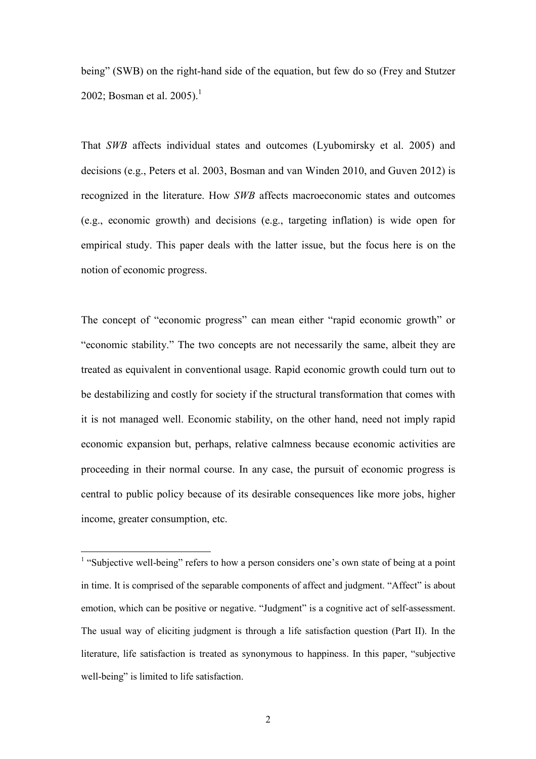being" (SWB) on the right-hand side of the equation, but few do so (Frey and Stutzer 2002; Bosman et al. 2005).[1]

That *SWB* affects individual states and outcomes (Lyubomirsky et al. 2005) and decisions (e.g., Peters et al. 2003, Bosman and van Winden 2010, and Guven 2012) is recognized in the literature. How *SWB* affects macroeconomic states and outcomes (e.g., economic growth) and decisions (e.g., targeting inflation) is wide open for empirical study. This paper deals with the latter issue, but the focus here is on the notion of economic progress.

The concept of "economic progress" can mean either "rapid economic growth" or "economic stability." The two concepts are not necessarily the same, albeit they are treated as equivalent in conventional usage. Rapid economic growth could turn out to be destabilizing and costly for society if the structural transformation that comes with it is not managed well. Economic stability, on the other hand, need not imply rapid economic expansion but, perhaps, relative calmness because economic activities are proceeding in their normal course. In any case, the pursuit of economic progress is central to public policy because of its desirable consequences like more jobs, higher income, greater consumption, etc.

---

[1] "Subjective well-being" refers to how a person considers one's own state of being at a point in time. It is comprised of the separable components of affect and judgment. "Affect" is about emotion, which can be positive or negative. "Judgment" is a cognitive act of self-assessment. The usual way of eliciting judgment is through a life satisfaction question (Part II). In the literature, life satisfaction is treated as synonymous to happiness. In this paper, "subjective well-being" is limited to life satisfaction.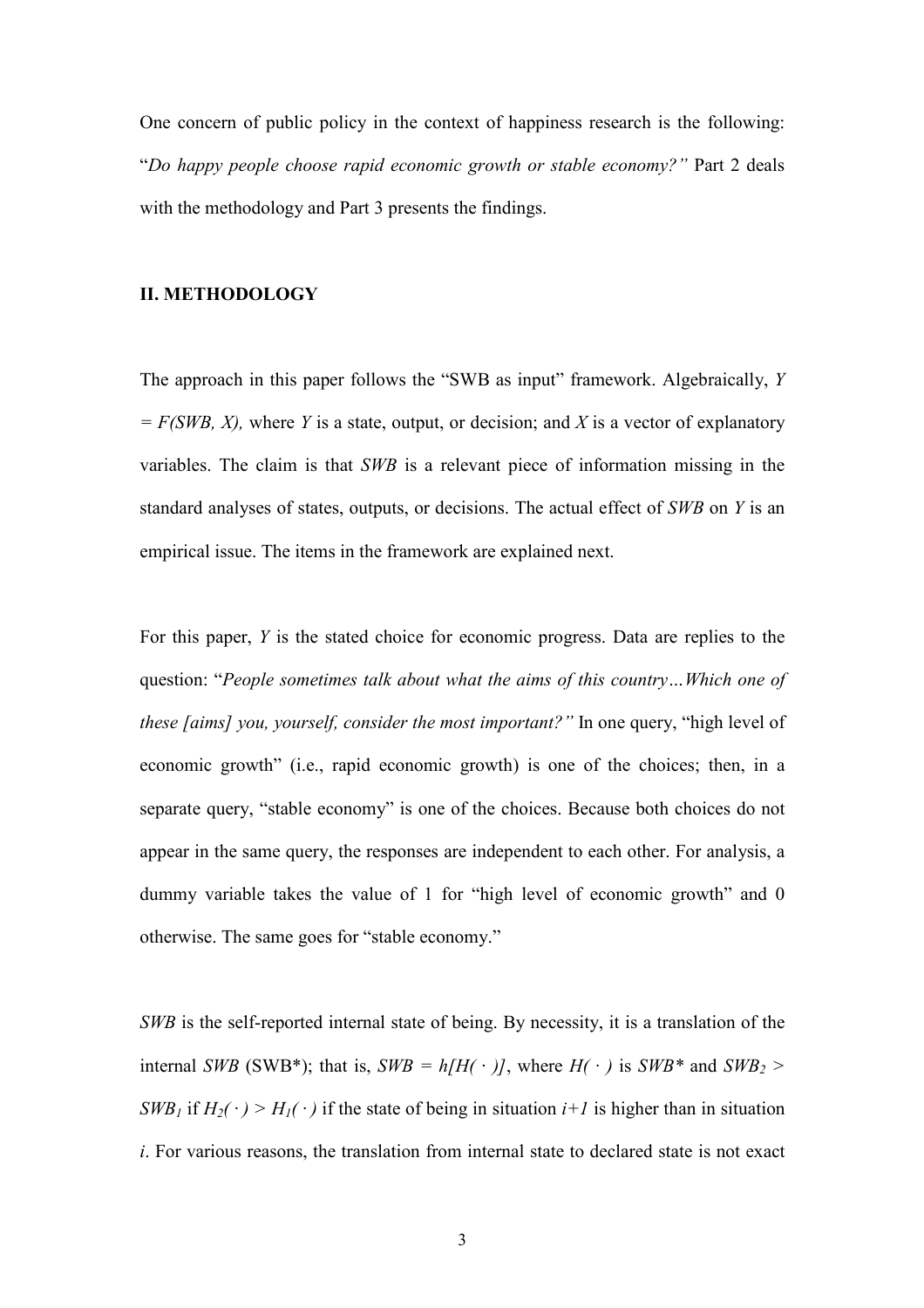One concern of public policy in the context of happiness research is the following: "*Do happy people choose rapid economic growth or stable economy?"* Part 2 deals with the methodology and Part 3 presents the findings.

## II. METHODOLOGY

The approach in this paper follows the "SWB as input" framework. Algebraically, $Y = F(SWB, X)$, where $Y$ is a state, output, or decision; and $X$ is a vector of explanatory variables. The claim is that *SWB* is a relevant piece of information missing in the standard analyses of states, outputs, or decisions. The actual effect of *SWB* on $Y$ is an empirical issue. The items in the framework are explained next.

For this paper, $Y$ is the stated choice for economic progress. Data are replies to the question: "*People sometimes talk about what the aims of this country…Which one of these [aims] you, yourself, consider the most important?"* In one query, "high level of economic growth" (i.e., rapid economic growth) is one of the choices; then, in a separate query, "stable economy" is one of the choices. Because both choices do not appear in the same query, the responses are independent to each other. For analysis, a dummy variable takes the value of 1 for "high level of economic growth" and 0 otherwise. The same goes for "stable economy."

*SWB* is the self-reported internal state of being. By necessity, it is a translation of the internal *SWB* (SWB*); that is, $SWB = h[H(\cdot)]$, where $H(\cdot)$ is $SWB^*$ and $SWB_2 > SWB_1$ if $H_2(\cdot) > H_1(\cdot)$ if the state of being in situation $i+1$ is higher than in situation $i$. For various reasons, the translation from internal state to declared state is not exact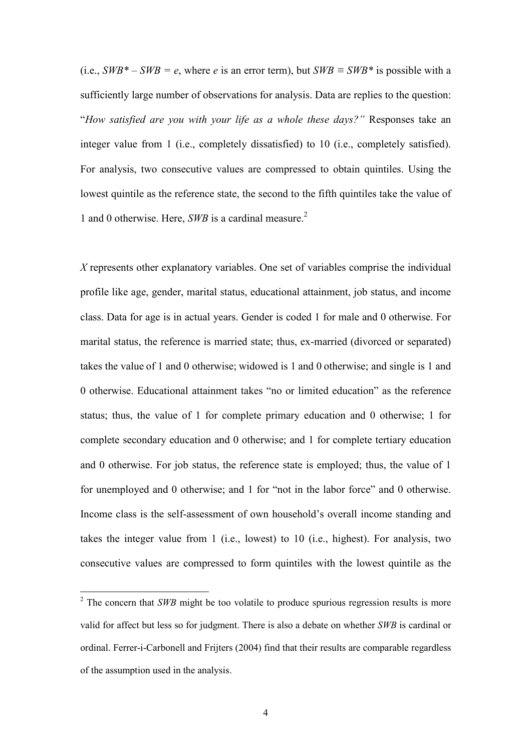(i.e., $SWB^* - SWB = e$, where $e$ is an error term), but $SWB \equiv SWB^*$ is possible with a sufficiently large number of observations for analysis. Data are replies to the question: "*How satisfied are you with your life as a whole these days?"* Responses take an integer value from 1 (i.e., completely dissatisfied) to 10 (i.e., completely satisfied). For analysis, two consecutive values are compressed to obtain quintiles. Using the lowest quintile as the reference state, the second to the fifth quintiles take the value of 1 and 0 otherwise. Here, *SWB* is a cardinal measure.[2]

*X* represents other explanatory variables. One set of variables comprise the individual profile like age, gender, marital status, educational attainment, job status, and income class. Data for age is in actual years. Gender is coded 1 for male and 0 otherwise. For marital status, the reference is married state; thus, ex-married (divorced or separated) takes the value of 1 and 0 otherwise; widowed is 1 and 0 otherwise; and single is 1 and 0 otherwise. Educational attainment takes "no or limited education" as the reference status; thus, the value of 1 for complete primary education and 0 otherwise; 1 for complete secondary education and 0 otherwise; and 1 for complete tertiary education and 0 otherwise. For job status, the reference state is employed; thus, the value of 1 for unemployed and 0 otherwise; and 1 for "not in the labor force" and 0 otherwise. Income class is the self-assessment of own household's overall income standing and takes the integer value from 1 (i.e., lowest) to 10 (i.e., highest). For analysis, two consecutive values are compressed to form quintiles with the lowest quintile as the

[2] The concern that *SWB* might be too volatile to produce spurious regression results is more valid for affect but less so for judgment. There is also a debate on whether *SWB* is cardinal or ordinal. Ferrer-i-Carbonell and Frijters (2004) find that their results are comparable regardless of the assumption used in the analysis.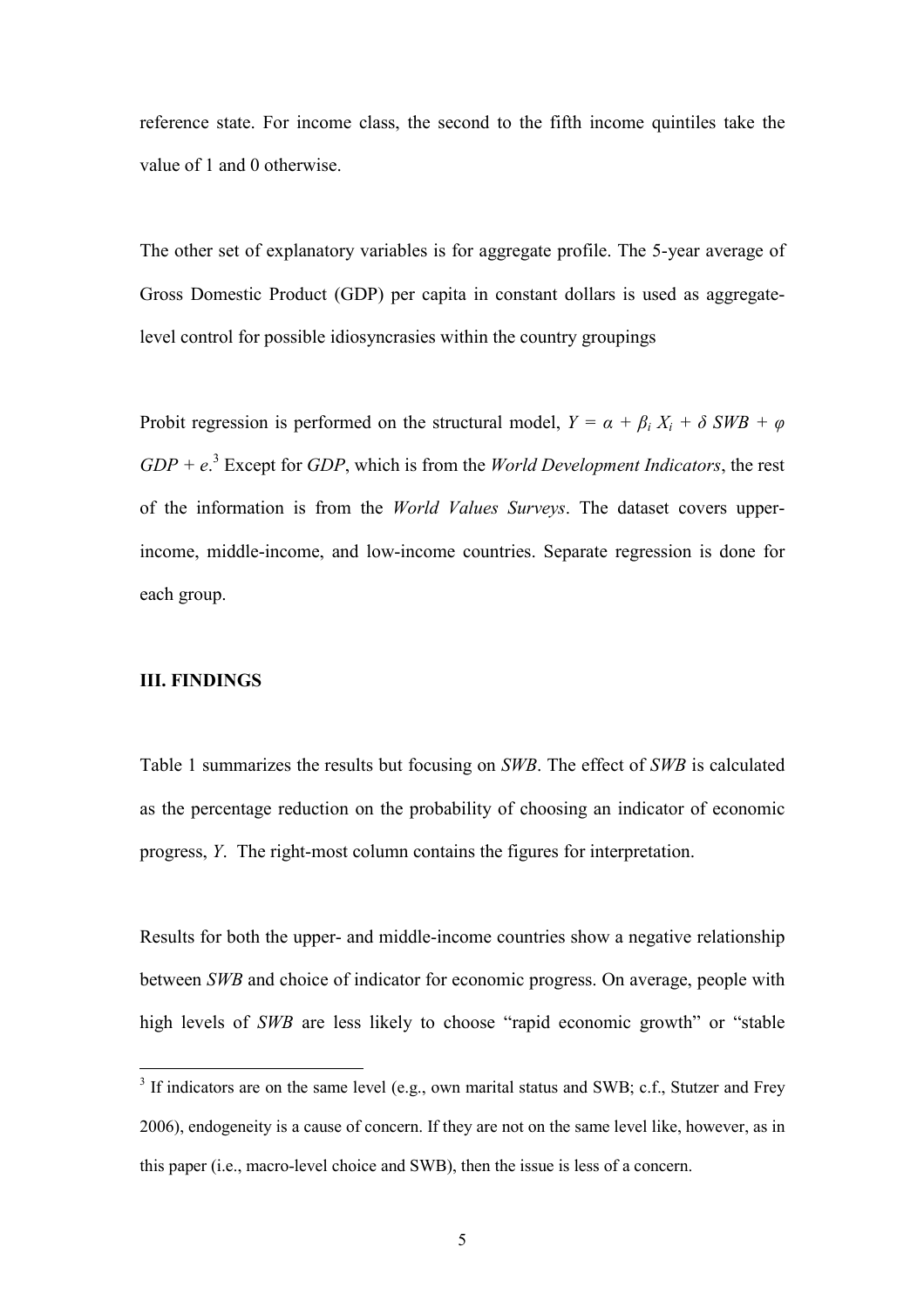reference state. For income class, the second to the fifth income quintiles take the value of 1 and 0 otherwise.

The other set of explanatory variables is for aggregate profile. The 5-year average of Gross Domestic Product (GDP) per capita in constant dollars is used as aggregate-level control for possible idiosyncrasies within the country groupings

Probit regression is performed on the structural model, $Y = \alpha + \beta_i X_i + \delta\ SWB + \varphi\ GDP + e$.[3] Except for *GDP*, which is from the *World Development Indicators*, the rest of the information is from the *World Values Surveys*. The dataset covers upper-income, middle-income, and low-income countries. Separate regression is done for each group.

## III. FINDINGS

Table 1 summarizes the results but focusing on *SWB*. The effect of *SWB* is calculated as the percentage reduction on the probability of choosing an indicator of economic progress, *Y*. The right-most column contains the figures for interpretation.

Results for both the upper- and middle-income countries show a negative relationship between *SWB* and choice of indicator for economic progress. On average, people with high levels of *SWB* are less likely to choose "rapid economic growth" or "stable

[3] If indicators are on the same level (e.g., own marital status and SWB; c.f., Stutzer and Frey 2006), endogeneity is a cause of concern. If they are not on the same level like, however, as in this paper (i.e., macro-level choice and SWB), then the issue is less of a concern.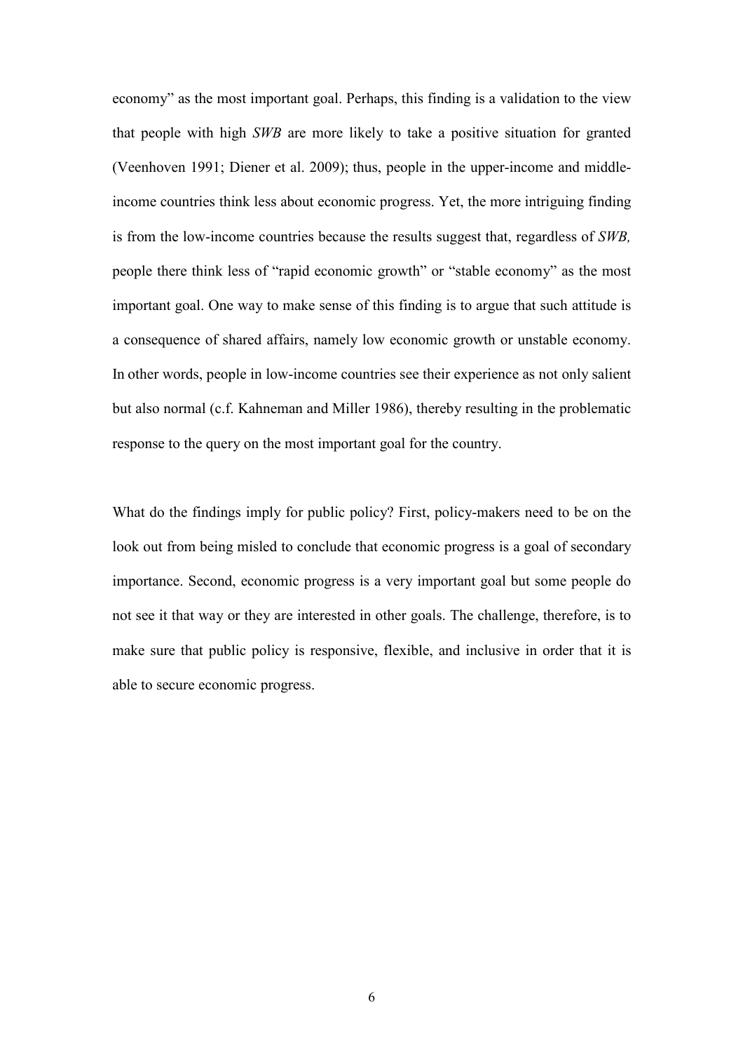economy" as the most important goal. Perhaps, this finding is a validation to the view that people with high *SWB* are more likely to take a positive situation for granted (Veenhoven 1991; Diener et al. 2009); thus, people in the upper-income and middle-income countries think less about economic progress. Yet, the more intriguing finding is from the low-income countries because the results suggest that, regardless of *SWB,* people there think less of "rapid economic growth" or "stable economy" as the most important goal. One way to make sense of this finding is to argue that such attitude is a consequence of shared affairs, namely low economic growth or unstable economy. In other words, people in low-income countries see their experience as not only salient but also normal (c.f. Kahneman and Miller 1986), thereby resulting in the problematic response to the query on the most important goal for the country.

What do the findings imply for public policy? First, policy-makers need to be on the look out from being misled to conclude that economic progress is a goal of secondary importance. Second, economic progress is a very important goal but some people do not see it that way or they are interested in other goals. The challenge, therefore, is to make sure that public policy is responsive, flexible, and inclusive in order that it is able to secure economic progress.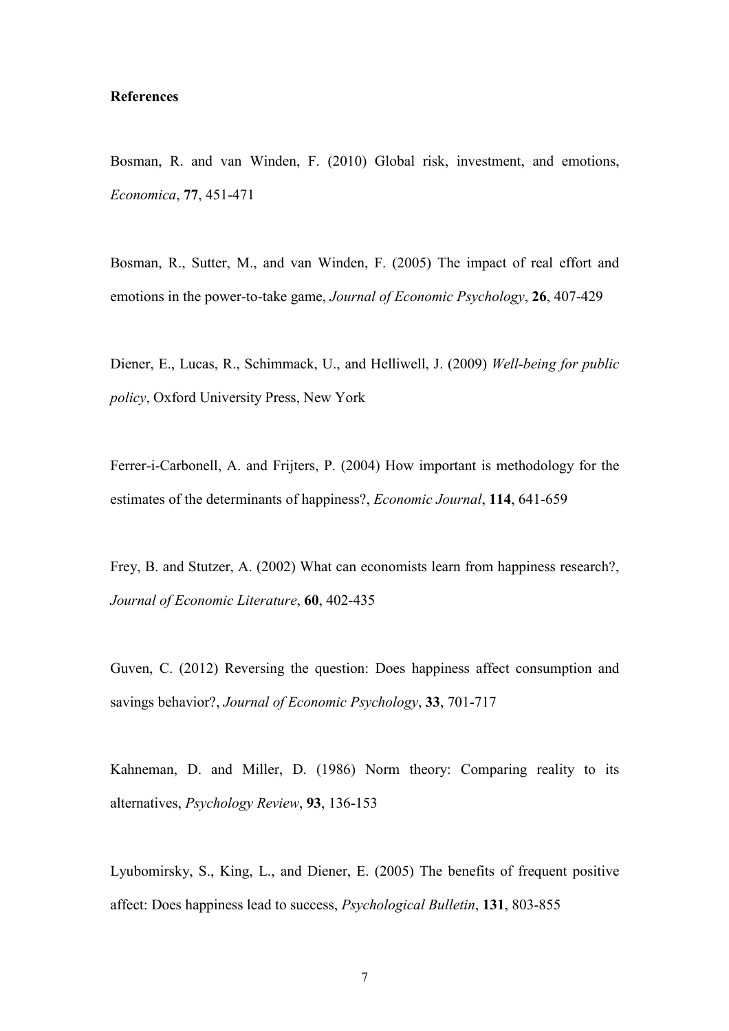**References**

Bosman, R. and van Winden, F. (2010) Global risk, investment, and emotions, *Economica*, **77**, 451-471

Bosman, R., Sutter, M., and van Winden, F. (2005) The impact of real effort and emotions in the power-to-take game, *Journal of Economic Psychology*, **26**, 407-429

Diener, E., Lucas, R., Schimmack, U., and Helliwell, J. (2009) *Well-being for public policy*, Oxford University Press, New York

Ferrer-i-Carbonell, A. and Frijters, P. (2004) How important is methodology for the estimates of the determinants of happiness?, *Economic Journal*, **114**, 641-659

Frey, B. and Stutzer, A. (2002) What can economists learn from happiness research?, *Journal of Economic Literature*, **60**, 402-435

Guven, C. (2012) Reversing the question: Does happiness affect consumption and savings behavior?, *Journal of Economic Psychology*, **33**, 701-717

Kahneman, D. and Miller, D. (1986) Norm theory: Comparing reality to its alternatives, *Psychology Review*, **93**, 136-153

Lyubomirsky, S., King, L., and Diener, E. (2005) The benefits of frequent positive affect: Does happiness lead to success, *Psychological Bulletin*, **131**, 803-855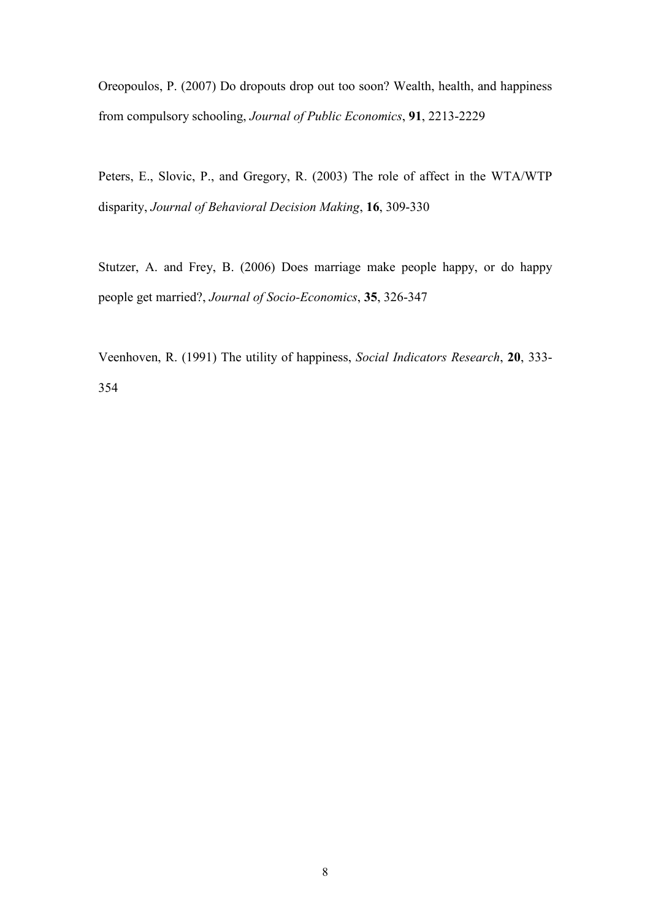Oreopoulos, P. (2007) Do dropouts drop out too soon? Wealth, health, and happiness from compulsory schooling, *Journal of Public Economics*, **91**, 2213-2229

Peters, E., Slovic, P., and Gregory, R. (2003) The role of affect in the WTA/WTP disparity, *Journal of Behavioral Decision Making*, **16**, 309-330

Stutzer, A. and Frey, B. (2006) Does marriage make people happy, or do happy people get married?, *Journal of Socio-Economics*, **35**, 326-347

Veenhoven, R. (1991) The utility of happiness, *Social Indicators Research*, **20**, 333-354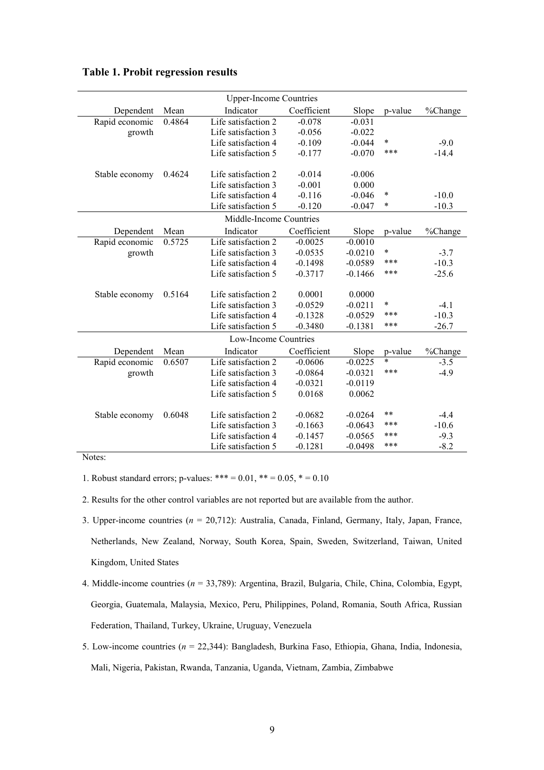**Table 1. Probit regression results**

| Dependent | Mean | Indicator | Coefficient | Slope | p-value | %Change |
|---|---|---|---|---|---|---|
| Upper-Income Countries | | | | | | |
| Dependent | Mean | Indicator | Coefficient | Slope | p-value | %Change |
| Rapid economic growth | 0.4864 | Life satisfaction 2 | -0.078 | -0.031 | | |
| | | Life satisfaction 3 | -0.056 | -0.022 | | |
| | | Life satisfaction 4 | -0.109 | -0.044 | * | -9.0 |
| | | Life satisfaction 5 | -0.177 | -0.070 | *** | -14.4 |
| Stable economy | 0.4624 | Life satisfaction 2 | -0.014 | -0.006 | | |
| | | Life satisfaction 3 | -0.001 | 0.000 | | |
| | | Life satisfaction 4 | -0.116 | -0.046 | * | -10.0 |
| | | Life satisfaction 5 | -0.120 | -0.047 | * | -10.3 |
| Middle-Income Countries | | | | | | |
| Dependent | Mean | Indicator | Coefficient | Slope | p-value | %Change |
| Rapid economic growth | 0.5725 | Life satisfaction 2 | -0.0025 | -0.0010 | | |
| | | Life satisfaction 3 | -0.0535 | -0.0210 | * | -3.7 |
| | | Life satisfaction 4 | -0.1498 | -0.0589 | *** | -10.3 |
| | | Life satisfaction 5 | -0.3717 | -0.1466 | *** | -25.6 |
| Stable economy | 0.5164 | Life satisfaction 2 | 0.0001 | 0.0000 | | |
| | | Life satisfaction 3 | -0.0529 | -0.0211 | * | -4.1 |
| | | Life satisfaction 4 | -0.1328 | -0.0529 | *** | -10.3 |
| | | Life satisfaction 5 | -0.3480 | -0.1381 | *** | -26.7 |
| Low-Income Countries | | | | | | |
| Dependent | Mean | Indicator | Coefficient | Slope | p-value | %Change |
| Rapid economic growth | 0.6507 | Life satisfaction 2 | -0.0606 | -0.0225 | * | -3.5 |
| | | Life satisfaction 3 | -0.0864 | -0.0321 | *** | -4.9 |
| | | Life satisfaction 4 | -0.0321 | -0.0119 | | |
| | | Life satisfaction 5 | 0.0168 | 0.0062 | | |
| Stable economy | 0.6048 | Life satisfaction 2 | -0.0682 | -0.0264 | ** | -4.4 |
| | | Life satisfaction 3 | -0.1663 | -0.0643 | *** | -10.6 |
| | | Life satisfaction 4 | -0.1457 | -0.0565 | *** | -9.3 |
| | | Life satisfaction 5 | -0.1281 | -0.0498 | *** | -8.2 |

Notes:

1. Robust standard errors; p-values: *** = 0.01, ** = 0.05, * = 0.10
2. Results for the other control variables are not reported but are available from the author.
3. Upper-income countries ($n$ = 20,712): Australia, Canada, Finland, Germany, Italy, Japan, France, Netherlands, New Zealand, Norway, South Korea, Spain, Sweden, Switzerland, Taiwan, United Kingdom, United States
4. Middle-income countries ($n$ = 33,789): Argentina, Brazil, Bulgaria, Chile, China, Colombia, Egypt, Georgia, Guatemala, Malaysia, Mexico, Peru, Philippines, Poland, Romania, South Africa, Russian Federation, Thailand, Turkey, Ukraine, Uruguay, Venezuela
5. Low-income countries ($n$ = 22,344): Bangladesh, Burkina Faso, Ethiopia, Ghana, India, Indonesia, Mali, Nigeria, Pakistan, Rwanda, Tanzania, Uganda, Vietnam, Zambia, Zimbabwe